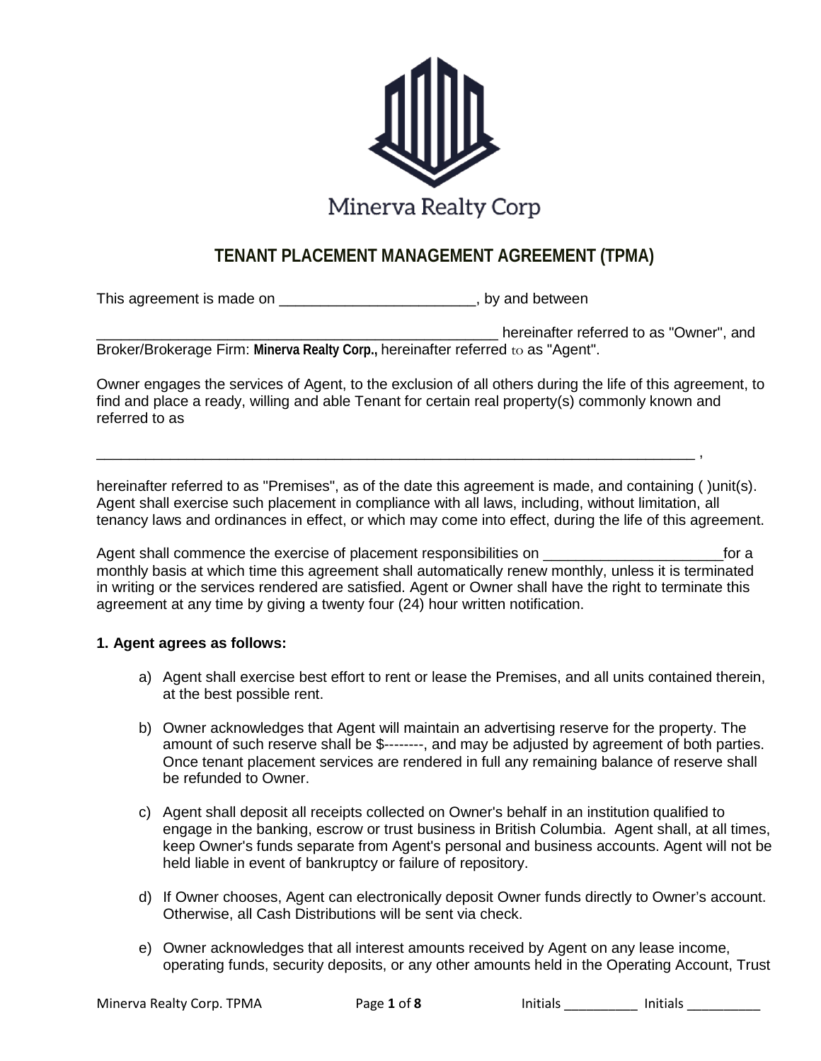Minerva Realty Corp

# TENANT PLACEMENT MANAGEMENT AGREEMENT (TPMA)

This agreement is made on ________________________, by and between

__________________________________________________ hereinafter referred to as "Owner", and Broker/Brokerage Firm: **Minerva Realty Corp.,** hereinafter referred to as "Agent".

Owner engages the services of Agent, to the exclusion of all others during the life of this agreement, to find and place a ready, willing and able Tenant for certain real property(s) commonly known and referred to as

___________________________________________________________________________ ,

hereinafter referred to as "Premises", as of the date this agreement is made, and containing ( )unit(s). Agent shall exercise such placement in compliance with all laws, including, without limitation, all tenancy laws and ordinances in effect, or which may come into effect, during the life of this agreement.

Agent shall commence the exercise of placement responsibilities on ______________________for a monthly basis at which time this agreement shall automatically renew monthly, unless it is terminated in writing or the services rendered are satisfied. Agent or Owner shall have the right to terminate this agreement at any time by giving a twenty four (24) hour written notification.

**1. Agent agrees as follows:**

a) Agent shall exercise best effort to rent or lease the Premises, and all units contained therein, at the best possible rent.

b) Owner acknowledges that Agent will maintain an advertising reserve for the property. The amount of such reserve shall be $--------, and may be adjusted by agreement of both parties. Once tenant placement services are rendered in full any remaining balance of reserve shall be refunded to Owner.

c) Agent shall deposit all receipts collected on Owner's behalf in an institution qualified to engage in the banking, escrow or trust business in British Columbia. Agent shall, at all times, keep Owner's funds separate from Agent's personal and business accounts. Agent will not be held liable in event of bankruptcy or failure of repository.

d) If Owner chooses, Agent can electronically deposit Owner funds directly to Owner's account. Otherwise, all Cash Distributions will be sent via check.

e) Owner acknowledges that all interest amounts received by Agent on any lease income, operating funds, security deposits, or any other amounts held in the Operating Account, Trust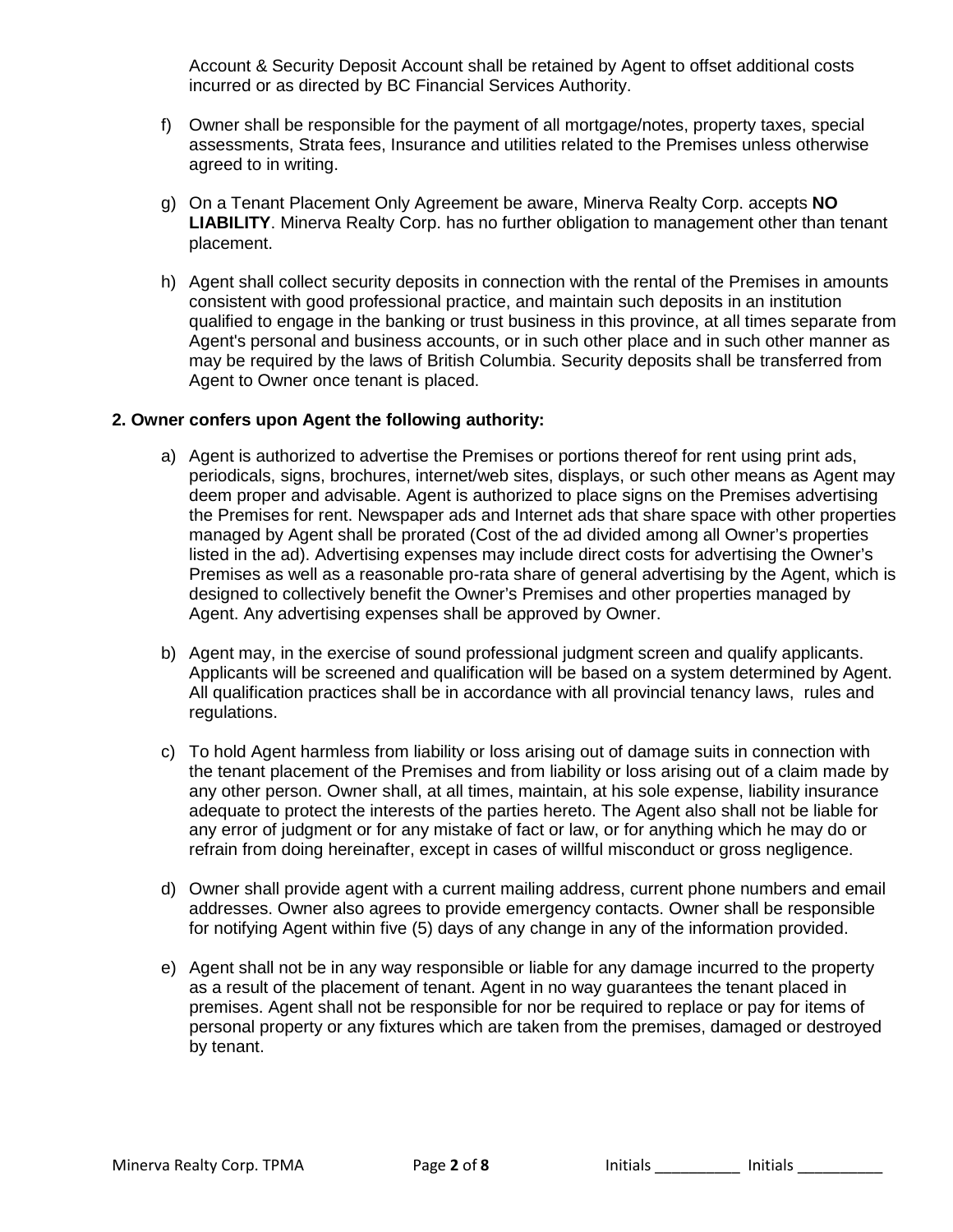Account & Security Deposit Account shall be retained by Agent to offset additional costs incurred or as directed by BC Financial Services Authority.

f) Owner shall be responsible for the payment of all mortgage/notes, property taxes, special assessments, Strata fees, Insurance and utilities related to the Premises unless otherwise agreed to in writing.

g) On a Tenant Placement Only Agreement be aware, Minerva Realty Corp. accepts **NO LIABILITY**. Minerva Realty Corp. has no further obligation to management other than tenant placement.

h) Agent shall collect security deposits in connection with the rental of the Premises in amounts consistent with good professional practice, and maintain such deposits in an institution qualified to engage in the banking or trust business in this province, at all times separate from Agent's personal and business accounts, or in such other place and in such other manner as may be required by the laws of British Columbia. Security deposits shall be transferred from Agent to Owner once tenant is placed.

**2. Owner confers upon Agent the following authority:**

a) Agent is authorized to advertise the Premises or portions thereof for rent using print ads, periodicals, signs, brochures, internet/web sites, displays, or such other means as Agent may deem proper and advisable. Agent is authorized to place signs on the Premises advertising the Premises for rent. Newspaper ads and Internet ads that share space with other properties managed by Agent shall be prorated (Cost of the ad divided among all Owner's properties listed in the ad). Advertising expenses may include direct costs for advertising the Owner's Premises as well as a reasonable pro-rata share of general advertising by the Agent, which is designed to collectively benefit the Owner's Premises and other properties managed by Agent. Any advertising expenses shall be approved by Owner.

b) Agent may, in the exercise of sound professional judgment screen and qualify applicants. Applicants will be screened and qualification will be based on a system determined by Agent. All qualification practices shall be in accordance with all provincial tenancy laws, rules and regulations.

c) To hold Agent harmless from liability or loss arising out of damage suits in connection with the tenant placement of the Premises and from liability or loss arising out of a claim made by any other person. Owner shall, at all times, maintain, at his sole expense, liability insurance adequate to protect the interests of the parties hereto. The Agent also shall not be liable for any error of judgment or for any mistake of fact or law, or for anything which he may do or refrain from doing hereinafter, except in cases of willful misconduct or gross negligence.

d) Owner shall provide agent with a current mailing address, current phone numbers and email addresses. Owner also agrees to provide emergency contacts. Owner shall be responsible for notifying Agent within five (5) days of any change in any of the information provided.

e) Agent shall not be in any way responsible or liable for any damage incurred to the property as a result of the placement of tenant. Agent in no way guarantees the tenant placed in premises. Agent shall not be responsible for nor be required to replace or pay for items of personal property or any fixtures which are taken from the premises, damaged or destroyed by tenant.

Initials __________ Initials __________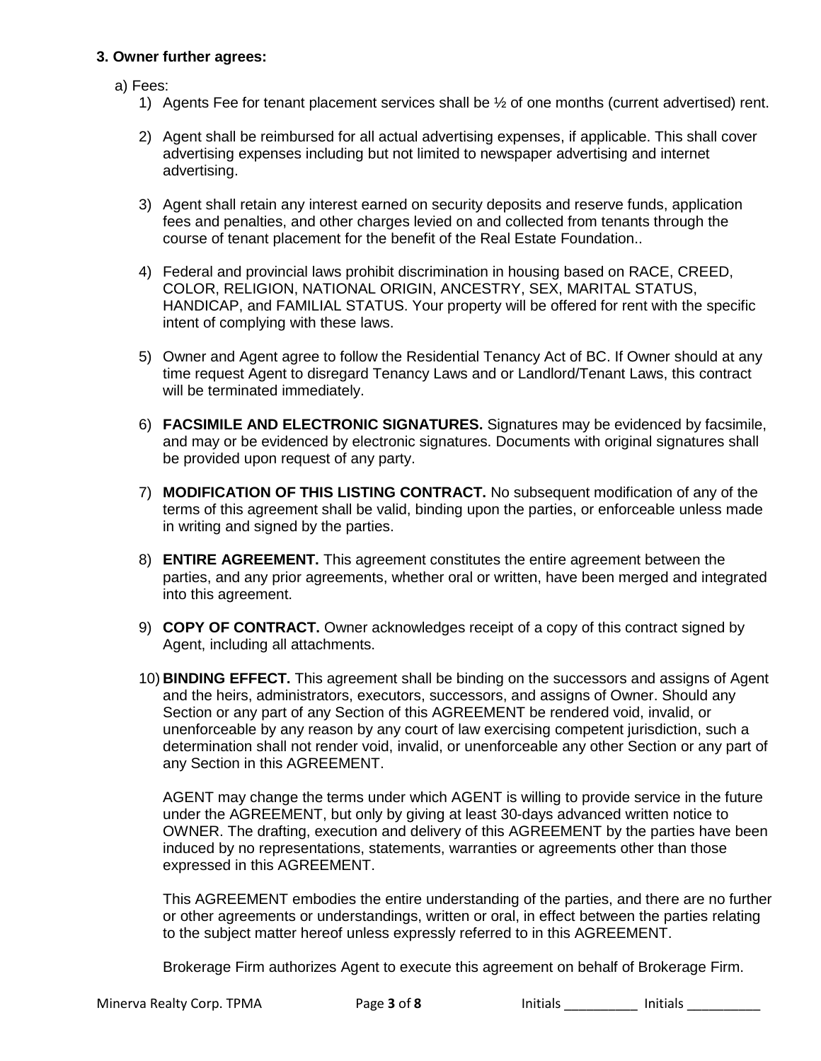**3. Owner further agrees:**

a) Fees:

1) Agents Fee for tenant placement services shall be ½ of one months (current advertised) rent.

2) Agent shall be reimbursed for all actual advertising expenses, if applicable. This shall cover advertising expenses including but not limited to newspaper advertising and internet advertising.

3) Agent shall retain any interest earned on security deposits and reserve funds, application fees and penalties, and other charges levied on and collected from tenants through the course of tenant placement for the benefit of the Real Estate Foundation..

4) Federal and provincial laws prohibit discrimination in housing based on RACE, CREED, COLOR, RELIGION, NATIONAL ORIGIN, ANCESTRY, SEX, MARITAL STATUS, HANDICAP, and FAMILIAL STATUS. Your property will be offered for rent with the specific intent of complying with these laws.

5) Owner and Agent agree to follow the Residential Tenancy Act of BC. If Owner should at any time request Agent to disregard Tenancy Laws and or Landlord/Tenant Laws, this contract will be terminated immediately.

6) **FACSIMILE AND ELECTRONIC SIGNATURES.** Signatures may be evidenced by facsimile, and may or be evidenced by electronic signatures. Documents with original signatures shall be provided upon request of any party.

7) **MODIFICATION OF THIS LISTING CONTRACT.** No subsequent modification of any of the terms of this agreement shall be valid, binding upon the parties, or enforceable unless made in writing and signed by the parties.

8) **ENTIRE AGREEMENT.** This agreement constitutes the entire agreement between the parties, and any prior agreements, whether oral or written, have been merged and integrated into this agreement.

9) **COPY OF CONTRACT.** Owner acknowledges receipt of a copy of this contract signed by Agent, including all attachments.

10) **BINDING EFFECT.** This agreement shall be binding on the successors and assigns of Agent and the heirs, administrators, executors, successors, and assigns of Owner. Should any Section or any part of any Section of this AGREEMENT be rendered void, invalid, or unenforceable by any reason by any court of law exercising competent jurisdiction, such a determination shall not render void, invalid, or unenforceable any other Section or any part of any Section in this AGREEMENT.

    AGENT may change the terms under which AGENT is willing to provide service in the future under the AGREEMENT, but only by giving at least 30-days advanced written notice to OWNER. The drafting, execution and delivery of this AGREEMENT by the parties have been induced by no representations, statements, warranties or agreements other than those expressed in this AGREEMENT.

    This AGREEMENT embodies the entire understanding of the parties, and there are no further or other agreements or understandings, written or oral, in effect between the parties relating to the subject matter hereof unless expressly referred to in this AGREEMENT.

    Brokerage Firm authorizes Agent to execute this agreement on behalf of Brokerage Firm.

Initials __________ Initials __________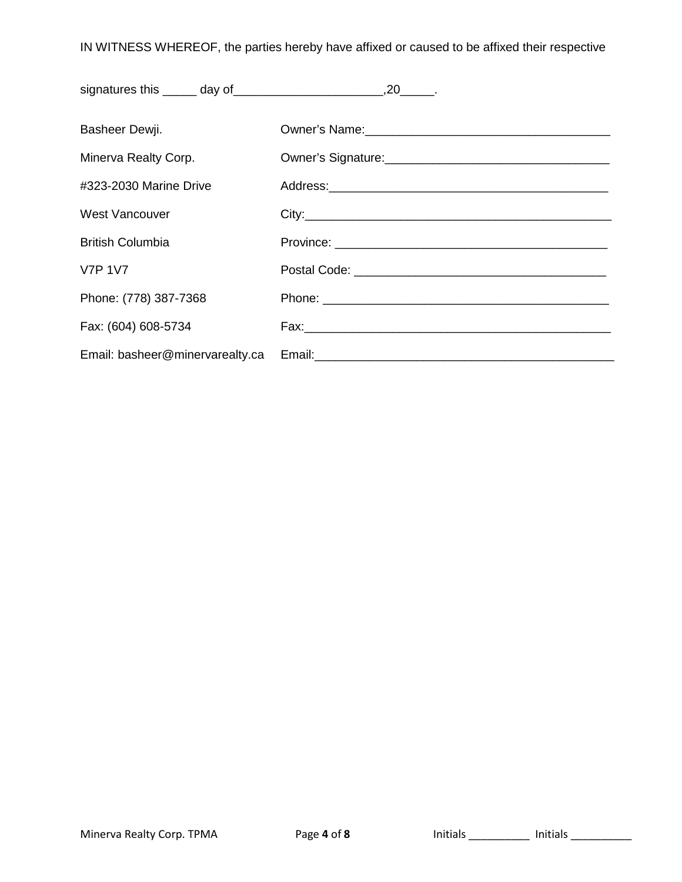IN WITNESS WHEREOF, the parties hereby have affixed or caused to be affixed their respective

signatures this _____ day of_____________________,20_____.

| | |
|---|---|
| Basheer Dewji. | Owner's Name:___________________________________ |
| Minerva Realty Corp. | Owner's Signature:________________________________ |
| #323-2030 Marine Drive | Address:_________________________________________ |
| West Vancouver | City:____________________________________________ |
| British Columbia | Province: _______________________________________ |
| V7P 1V7 | Postal Code: _____________________________________ |
| Phone: (778) 387-7368 | Phone: __________________________________________ |
| Fax: (604) 608-5734 | Fax:_____________________________________________ |
| Email: basheer@minervarealty.ca | Email:___________________________________________ |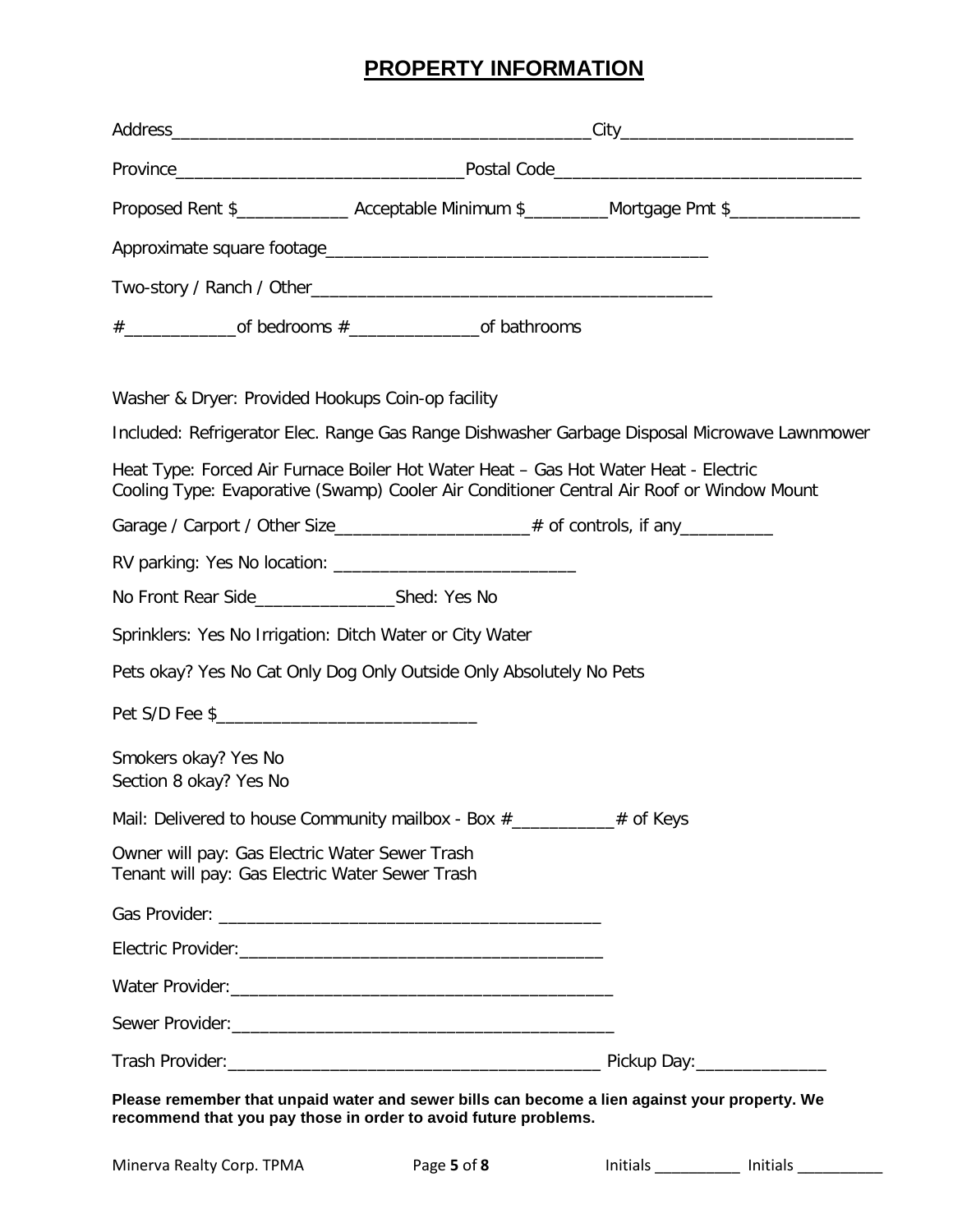# PROPERTY INFORMATION

Address_____________________________________________City_________________________

Province_______________________________Postal Code_________________________________

Proposed Rent $____________ Acceptable Minimum $_________Mortgage Pmt $______________

Approximate square footage_________________________________________

Two-story / Ranch / Other____________________________________________

#___________of bedrooms #_____________of bathrooms

Washer & Dryer: Provided Hookups Coin-op facility

Included: Refrigerator Elec. Range Gas Range Dishwasher Garbage Disposal Microwave Lawnmower

Heat Type: Forced Air Furnace Boiler Hot Water Heat – Gas Hot Water Heat - Electric
Cooling Type: Evaporative (Swamp) Cooler Air Conditioner Central Air Roof or Window Mount

Garage / Carport / Other Size_____________________# of controls, if any__________

RV parking: Yes No location: __________________________

No Front Rear Side_______________Shed: Yes No

Sprinklers: Yes No Irrigation: Ditch Water or City Water

Pets okay? Yes No Cat Only Dog Only Outside Only Absolutely No Pets

Pet S/D Fee $____________________________

Smokers okay? Yes No
Section 8 okay? Yes No

Mail: Delivered to house Community mailbox - Box #___________# of Keys

Owner will pay: Gas Electric Water Sewer Trash
Tenant will pay: Gas Electric Water Sewer Trash

Gas Provider: _________________________________________

Electric Provider:_______________________________________

Water Provider:__________________________________________

Sewer Provider:__________________________________________

Trash Provider:_________________________________________ Pickup Day:______________

**Please remember that unpaid water and sewer bills can become a lien against your property. We recommend that you pay those in order to avoid future problems.**

Initials __________ Initials __________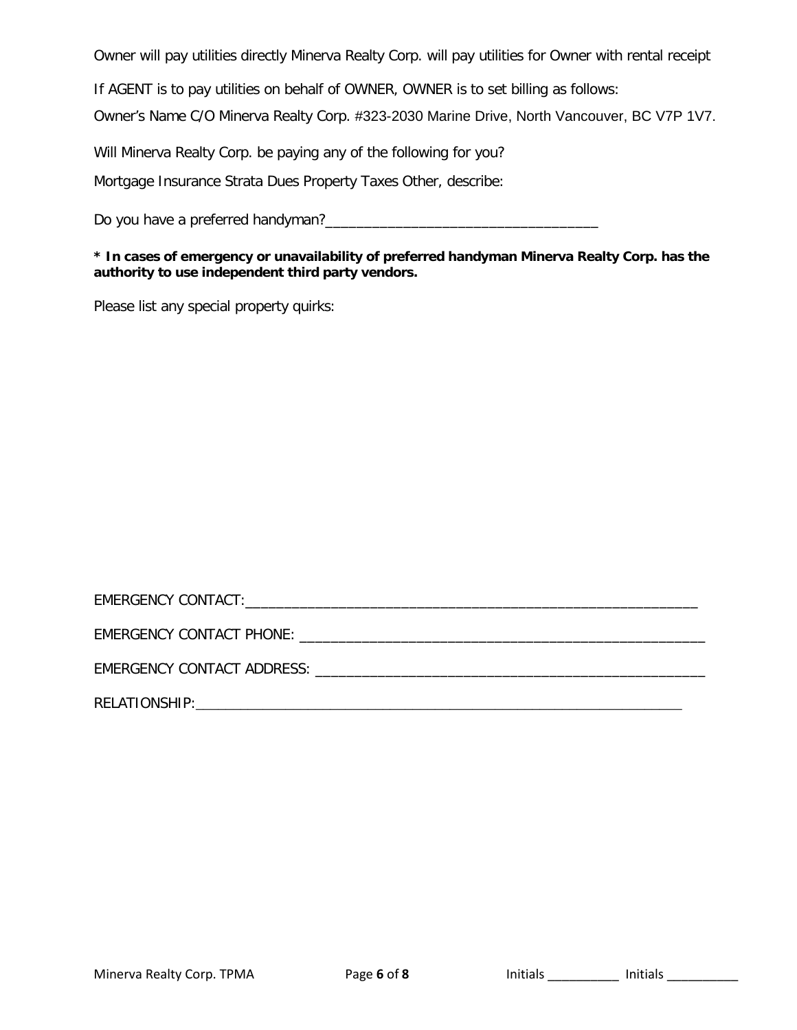Owner will pay utilities directly Minerva Realty Corp. will pay utilities for Owner with rental receipt

If AGENT is to pay utilities on behalf of OWNER, OWNER is to set billing as follows:

Owner's Name C/O Minerva Realty Corp. #323-2030 Marine Drive, North Vancouver, BC V7P 1V7.

Will Minerva Realty Corp. be paying any of the following for you?

Mortgage Insurance Strata Dues Property Taxes Other, describe:

Do you have a preferred handyman?___________________________________

**\* In cases of emergency or unavailability of preferred handyman Minerva Realty Corp. has the authority to use independent third party vendors.**

Please list any special property quirks:

EMERGENCY CONTACT:_________________________________________________________

EMERGENCY CONTACT PHONE: ____________________________________________________

EMERGENCY CONTACT ADDRESS: __________________________________________________

RELATIONSHIP:_______________________________________________________________

Initials __________ Initials __________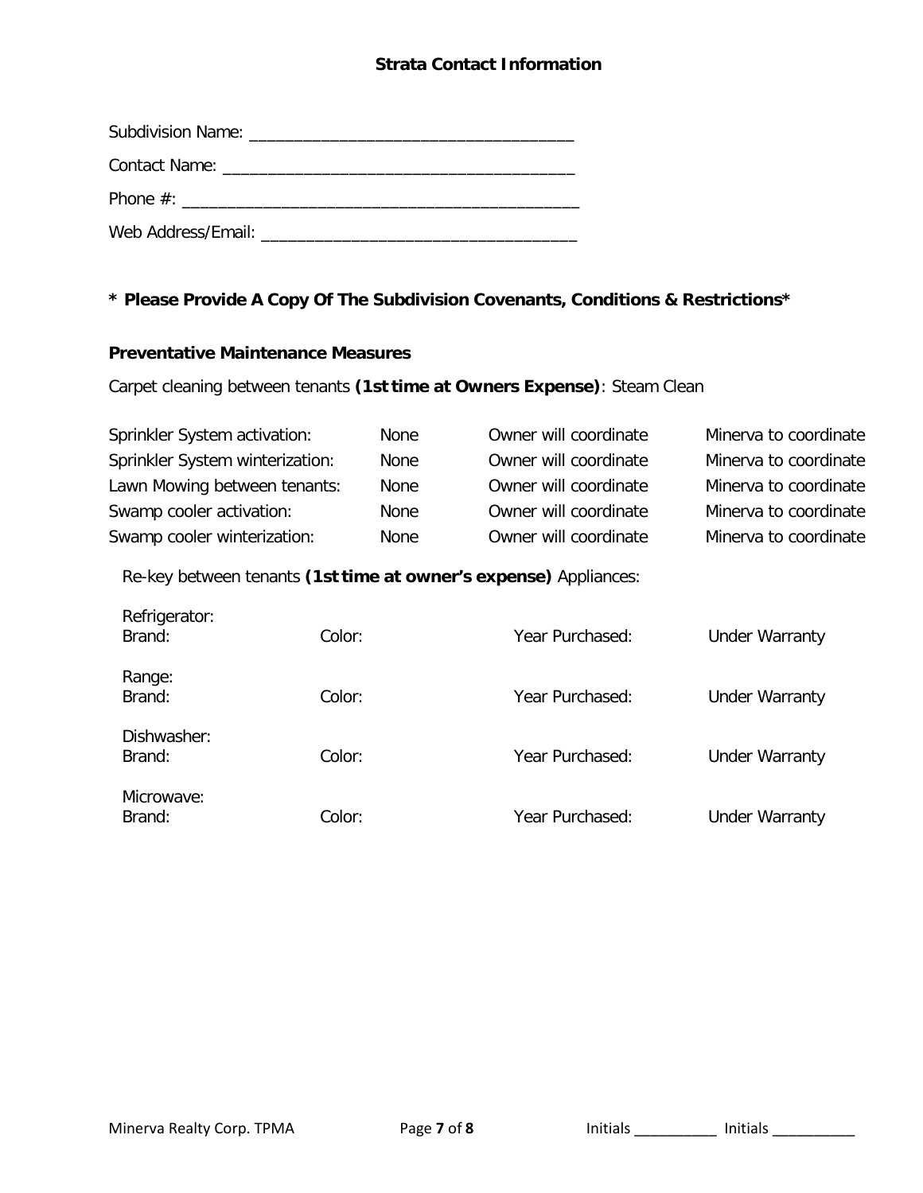## Strata Contact Information

Subdivision Name: ___________________________________

Contact Name: _____________________________________

Phone #: __________________________________________

Web Address/Email: __________________________________

**\* Please Provide A Copy Of The Subdivision Covenants, Conditions & Restrictions\***

### Preventative Maintenance Measures

Carpet cleaning between tenants **(1st time at Owners Expense)**: Steam Clean

| | | | |
|---|---|---|---|
| Sprinkler System activation: | None | Owner will coordinate | Minerva to coordinate |
| Sprinkler System winterization: | None | Owner will coordinate | Minerva to coordinate |
| Lawn Mowing between tenants: | None | Owner will coordinate | Minerva to coordinate |
| Swamp cooler activation: | None | Owner will coordinate | Minerva to coordinate |
| Swamp cooler winterization: | None | Owner will coordinate | Minerva to coordinate |

Re-key between tenants **(1st time at owner's expense)** Appliances:

| | | | |
|---|---|---|---|
| Refrigerator:<br>Brand: | Color: | Year Purchased: | Under Warranty |
| Range:<br>Brand: | Color: | Year Purchased: | Under Warranty |
| Dishwasher:<br>Brand: | Color: | Year Purchased: | Under Warranty |
| Microwave:<br>Brand: | Color: | Year Purchased: | Under Warranty |

Initials __________ Initials __________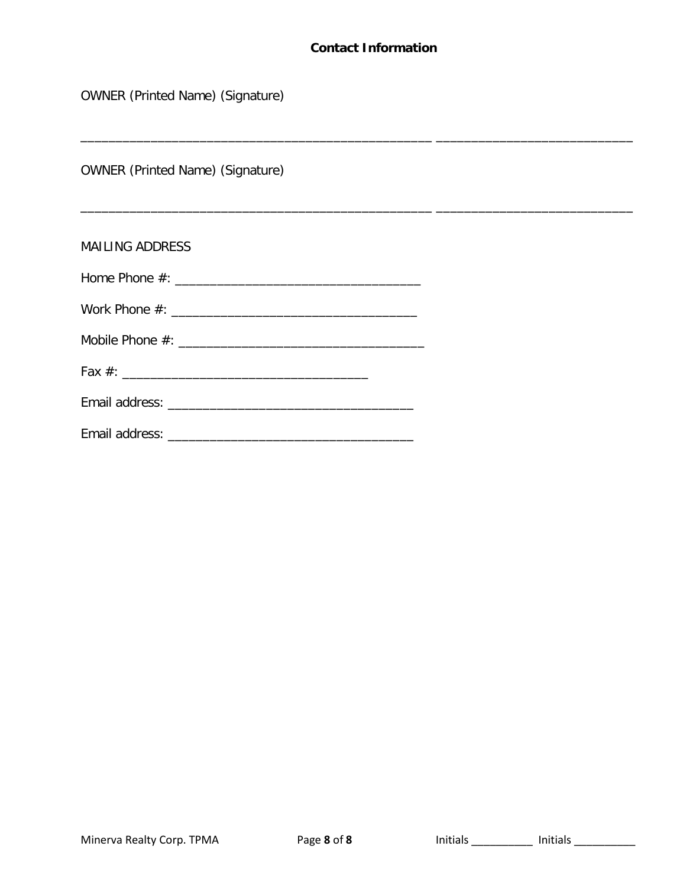**Contact Information**

OWNER (Printed Name) (Signature)

_______________________________________________ ___________________________

OWNER (Printed Name) (Signature)

_______________________________________________ ___________________________

MAILING ADDRESS

Home Phone #: _________________________________

Work Phone #: _________________________________

Mobile Phone #: _________________________________

Fax #: _________________________________

Email address: _________________________________

Email address: _________________________________

Initials __________ Initials __________